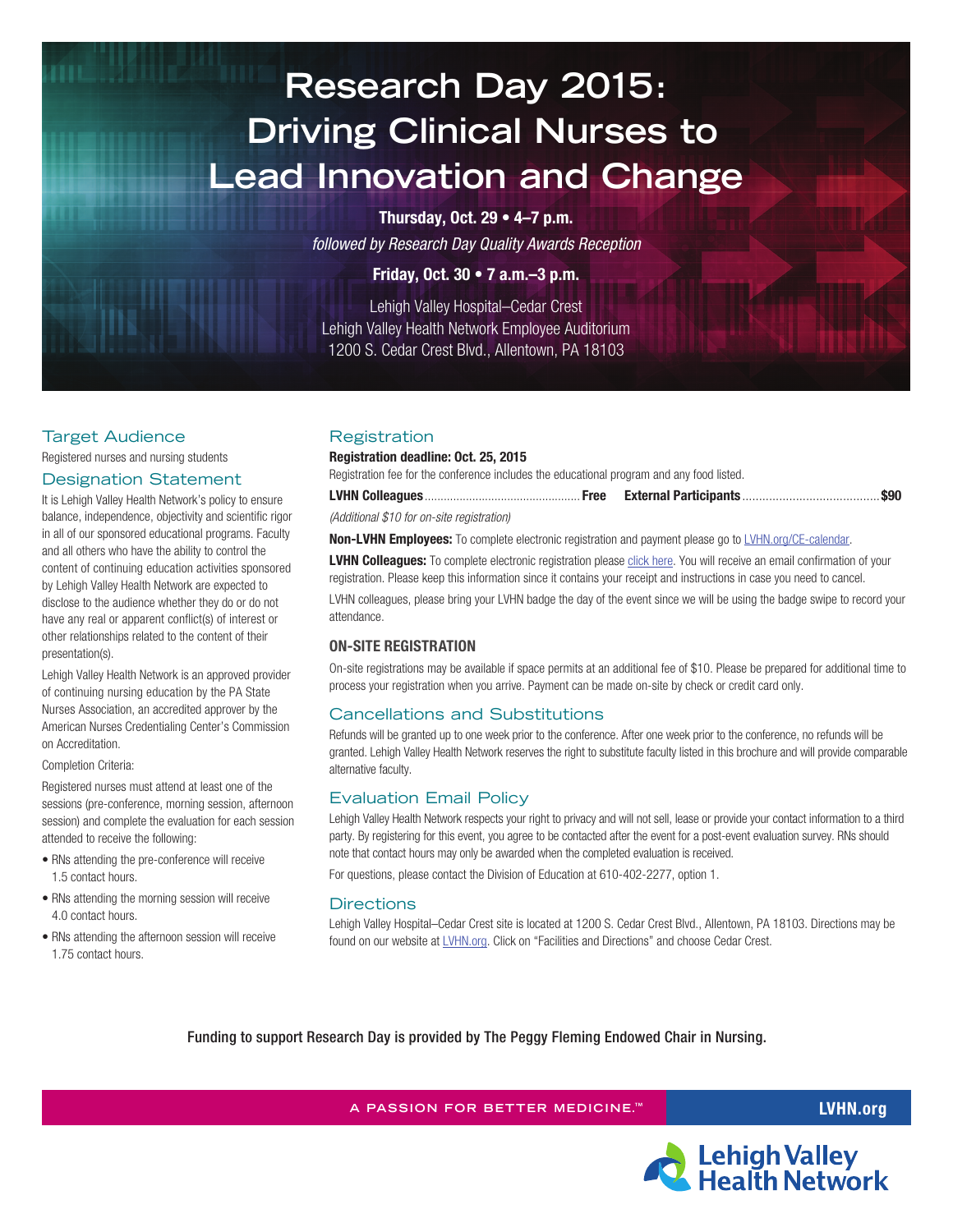# Research Day 2015: Driving Clinical Nurses to Lead Innovation and Change

**Thursday, Oct. 29 • 4–7 p.m.**

*followed by Research Day Quality Awards Reception*

**Friday, Oct. 30 • 7 a.m.–3 p.m.**

Lehigh Valley Hospital–Cedar Crest
Lehigh Valley Health Network Employee Auditorium
1200 S. Cedar Crest Blvd., Allentown, PA 18103

## Target Audience

Registered nurses and nursing students

## Designation Statement

It is Lehigh Valley Health Network's policy to ensure balance, independence, objectivity and scientific rigor in all of our sponsored educational programs. Faculty and all others who have the ability to control the content of continuing education activities sponsored by Lehigh Valley Health Network are expected to disclose to the audience whether they do or do not have any real or apparent conflict(s) of interest or other relationships related to the content of their presentation(s).

Lehigh Valley Health Network is an approved provider of continuing nursing education by the PA State Nurses Association, an accredited approver by the American Nurses Credentialing Center's Commission on Accreditation.

Completion Criteria:

Registered nurses must attend at least one of the sessions (pre-conference, morning session, afternoon session) and complete the evaluation for each session attended to receive the following:

- RNs attending the pre-conference will receive 1.5 contact hours.
- RNs attending the morning session will receive 4.0 contact hours.
- RNs attending the afternoon session will receive 1.75 contact hours.

## Registration

**Registration deadline: Oct. 25, 2015**

Registration fee for the conference includes the educational program and any food listed.

**LVHN Colleagues** ........ **Free** **External Participants** ........ **$90**

*(Additional $10 for on-site registration)*

**Non-LVHN Employees:** To complete electronic registration and payment please go to LVHN.org/CE-calendar.

**LVHN Colleagues:** To complete electronic registration please click here. You will receive an email confirmation of your registration. Please keep this information since it contains your receipt and instructions in case you need to cancel.

LVHN colleagues, please bring your LVHN badge the day of the event since we will be using the badge swipe to record your attendance.

### ON-SITE REGISTRATION

On-site registrations may be available if space permits at an additional fee of $10. Please be prepared for additional time to process your registration when you arrive. Payment can be made on-site by check or credit card only.

## Cancellations and Substitutions

Refunds will be granted up to one week prior to the conference. After one week prior to the conference, no refunds will be granted. Lehigh Valley Health Network reserves the right to substitute faculty listed in this brochure and will provide comparable alternative faculty.

## Evaluation Email Policy

Lehigh Valley Health Network respects your right to privacy and will not sell, lease or provide your contact information to a third party. By registering for this event, you agree to be contacted after the event for a post-event evaluation survey. RNs should note that contact hours may only be awarded when the completed evaluation is received.

For questions, please contact the Division of Education at 610-402-2277, option 1.

## Directions

Lehigh Valley Hospital–Cedar Crest site is located at 1200 S. Cedar Crest Blvd., Allentown, PA 18103. Directions may be found on our website at LVHN.org. Click on "Facilities and Directions" and choose Cedar Crest.

Funding to support Research Day is provided by The Peggy Fleming Endowed Chair in Nursing.

A PASSION FOR BETTER MEDICINE.™ **LVHN.org**

Lehigh Valley Health Network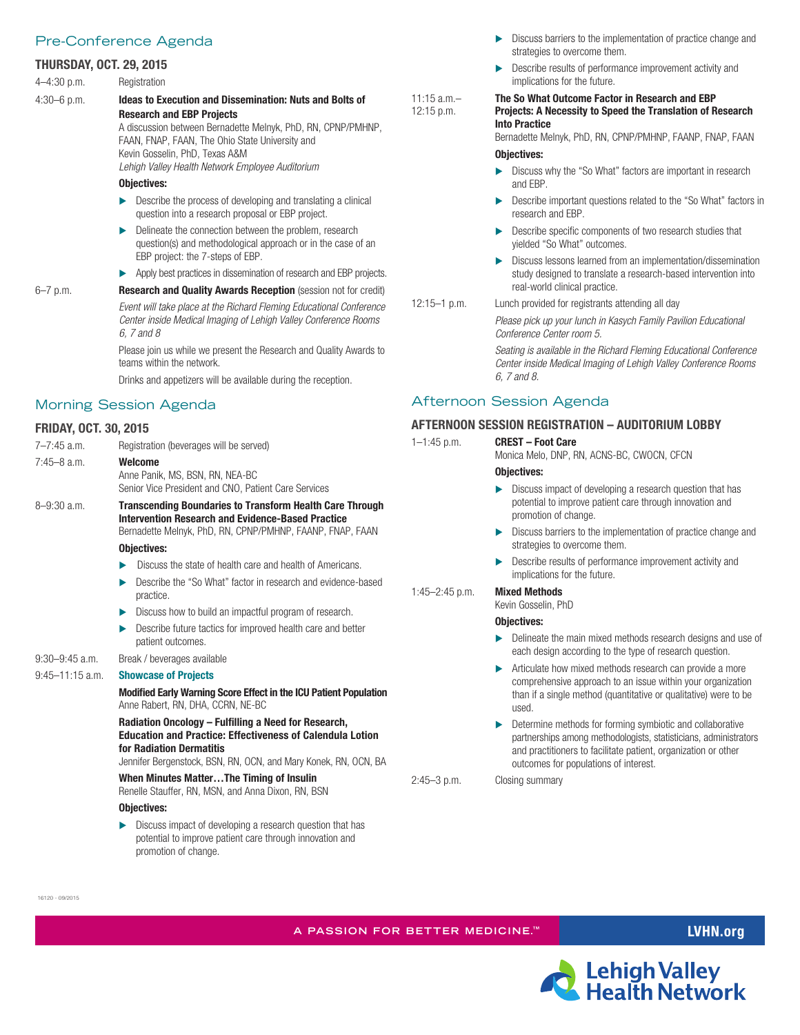## Pre-Conference Agenda

### THURSDAY, OCT. 29, 2015

4–4:30 p.m. Registration

4:30–6 p.m. **Ideas to Execution and Dissemination: Nuts and Bolts of Research and EBP Projects**
A discussion between Bernadette Melnyk, PhD, RN, CPNP/PMHNP, FAAN, FNAP, FAAN, The Ohio State University and Kevin Gosselin, PhD, Texas A&M
*Lehigh Valley Health Network Employee Auditorium*

**Objectives:**

- Describe the process of developing and translating a clinical question into a research proposal or EBP project.
- Delineate the connection between the problem, research question(s) and methodological approach or in the case of an EBP project: the 7-steps of EBP.
- Apply best practices in dissemination of research and EBP projects.

6–7 p.m. **Research and Quality Awards Reception** (session not for credit)
*Event will take place at the Richard Fleming Educational Conference Center inside Medical Imaging of Lehigh Valley Conference Rooms 6, 7 and 8*

Please join us while we present the Research and Quality Awards to teams within the network.

Drinks and appetizers will be available during the reception.

## Morning Session Agenda

### FRIDAY, OCT. 30, 2015

7–7:45 a.m. Registration (beverages will be served)

7:45–8 a.m. **Welcome**
Anne Panik, MS, BSN, RN, NEA-BC
Senior Vice President and CNO, Patient Care Services

8–9:30 a.m. **Transcending Boundaries to Transform Health Care Through Intervention Research and Evidence-Based Practice**
Bernadette Melnyk, PhD, RN, CPNP/PMHNP, FAANP, FNAP, FAAN

**Objectives:**

- Discuss the state of health care and health of Americans.
- Describe the "So What" factor in research and evidence-based practice.
- Discuss how to build an impactful program of research.
- Describe future tactics for improved health care and better patient outcomes.

9:30–9:45 a.m. Break / beverages available

9:45–11:15 a.m. **Showcase of Projects**

**Modified Early Warning Score Effect in the ICU Patient Population**
Anne Rabert, RN, DHA, CCRN, NE-BC

**Radiation Oncology – Fulfilling a Need for Research, Education and Practice: Effectiveness of Calendula Lotion for Radiation Dermatitis**
Jennifer Bergenstock, BSN, RN, OCN, and Mary Konek, RN, OCN, BA

**When Minutes Matter…The Timing of Insulin**
Renelle Stauffer, RN, MSN, and Anna Dixon, RN, BSN

**Objectives:**

- Discuss impact of developing a research question that has potential to improve patient care through innovation and promotion of change.
- Discuss barriers to the implementation of practice change and strategies to overcome them.
- Describe results of performance improvement activity and implications for the future.

11:15 a.m.–12:15 p.m. **The So What Outcome Factor in Research and EBP Projects: A Necessity to Speed the Translation of Research Into Practice**
Bernadette Melnyk, PhD, RN, CPNP/PMHNP, FAANP, FNAP, FAAN

**Objectives:**

- Discuss why the "So What" factors are important in research and EBP.
- Describe important questions related to the "So What" factors in research and EBP.
- Describe specific components of two research studies that yielded "So What" outcomes.
- Discuss lessons learned from an implementation/dissemination study designed to translate a research-based intervention into real-world clinical practice.

12:15–1 p.m. Lunch provided for registrants attending all day

*Please pick up your lunch in Kasych Family Pavilion Educational Conference Center room 5.*

*Seating is available in the Richard Fleming Educational Conference Center inside Medical Imaging of Lehigh Valley Conference Rooms 6, 7 and 8.*

## Afternoon Session Agenda

### AFTERNOON SESSION REGISTRATION – AUDITORIUM LOBBY

1–1:45 p.m. **CREST – Foot Care**
Monica Melo, DNP, RN, ACNS-BC, CWOCN, CFCN

**Objectives:**

- Discuss impact of developing a research question that has potential to improve patient care through innovation and promotion of change.
- Discuss barriers to the implementation of practice change and strategies to overcome them.
- Describe results of performance improvement activity and implications for the future.

1:45–2:45 p.m. **Mixed Methods**
Kevin Gosselin, PhD

**Objectives:**

- Delineate the main mixed methods research designs and use of each design according to the type of research question.
- Articulate how mixed methods research can provide a more comprehensive approach to an issue within your organization than if a single method (quantitative or qualitative) were to be used.
- Determine methods for forming symbiotic and collaborative partnerships among methodologists, statisticians, administrators and practitioners to facilitate patient, organization or other outcomes for populations of interest.

2:45–3 p.m. Closing summary

16120 - 09/2015

A PASSION FOR BETTER MEDICINE.™ LVHN.org

Lehigh Valley Health Network